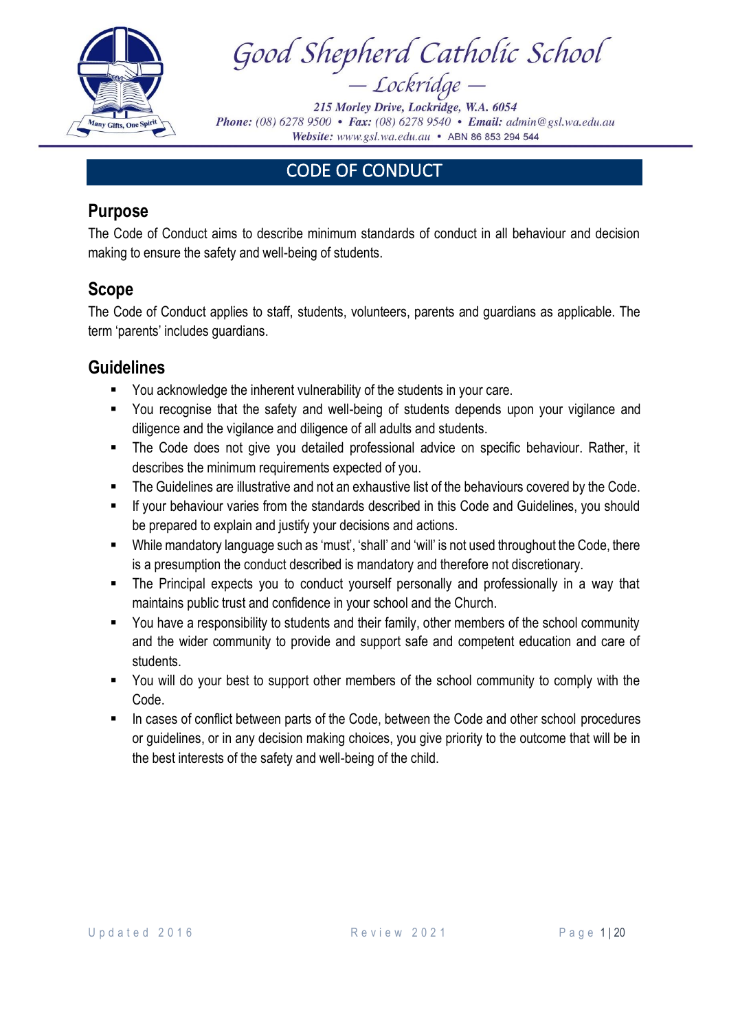# Good Shepherd Catholic School

— Lockridge —

*215 Morley Drive, Lockridge, W.A. 6054*
***Phone:** (08) 6278 9500 • **Fax:** (08) 6278 9540 • **Email:** admin@gsl.wa.edu.au*
***Website:** www.gsl.wa.edu.au* • ABN 86 853 294 544

## CODE OF CONDUCT

### Purpose

The Code of Conduct aims to describe minimum standards of conduct in all behaviour and decision making to ensure the safety and well-being of students.

### Scope

The Code of Conduct applies to staff, students, volunteers, parents and guardians as applicable. The term 'parents' includes guardians.

### Guidelines

- You acknowledge the inherent vulnerability of the students in your care.
- You recognise that the safety and well-being of students depends upon your vigilance and diligence and the vigilance and diligence of all adults and students.
- The Code does not give you detailed professional advice on specific behaviour. Rather, it describes the minimum requirements expected of you.
- The Guidelines are illustrative and not an exhaustive list of the behaviours covered by the Code.
- If your behaviour varies from the standards described in this Code and Guidelines, you should be prepared to explain and justify your decisions and actions.
- While mandatory language such as 'must', 'shall' and 'will' is not used throughout the Code, there is a presumption the conduct described is mandatory and therefore not discretionary.
- The Principal expects you to conduct yourself personally and professionally in a way that maintains public trust and confidence in your school and the Church.
- You have a responsibility to students and their family, other members of the school community and the wider community to provide and support safe and competent education and care of students.
- You will do your best to support other members of the school community to comply with the Code.
- In cases of conflict between parts of the Code, between the Code and other school procedures or guidelines, or in any decision making choices, you give priority to the outcome that will be in the best interests of the safety and well-being of the child.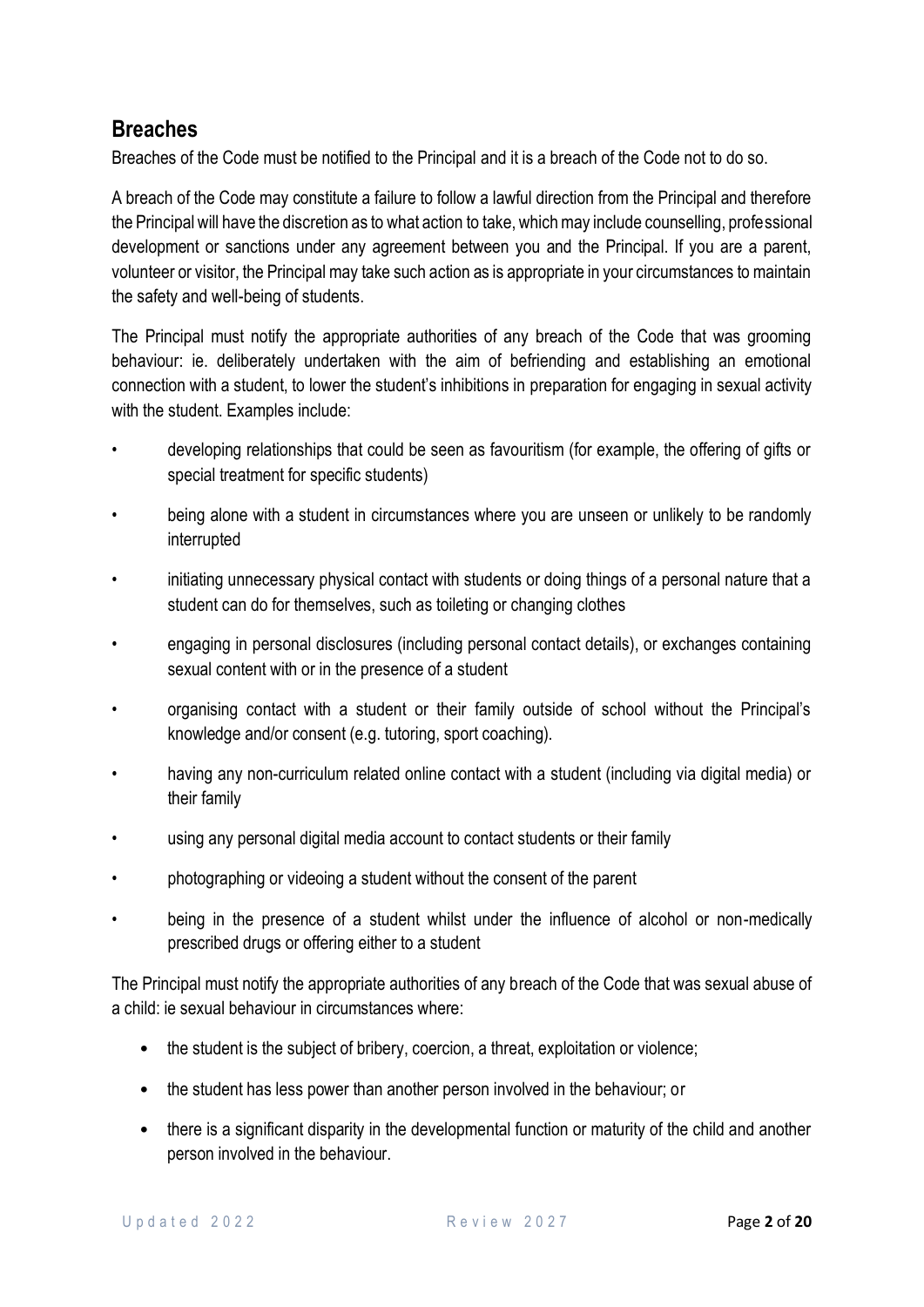## Breaches

Breaches of the Code must be notified to the Principal and it is a breach of the Code not to do so.

A breach of the Code may constitute a failure to follow a lawful direction from the Principal and therefore the Principal will have the discretion as to what action to take, which may include counselling, professional development or sanctions under any agreement between you and the Principal. If you are a parent, volunteer or visitor, the Principal may take such action as is appropriate in your circumstances to maintain the safety and well-being of students.

The Principal must notify the appropriate authorities of any breach of the Code that was grooming behaviour: ie. deliberately undertaken with the aim of befriending and establishing an emotional connection with a student, to lower the student's inhibitions in preparation for engaging in sexual activity with the student. Examples include:

- developing relationships that could be seen as favouritism (for example, the offering of gifts or special treatment for specific students)
- being alone with a student in circumstances where you are unseen or unlikely to be randomly interrupted
- initiating unnecessary physical contact with students or doing things of a personal nature that a student can do for themselves, such as toileting or changing clothes
- engaging in personal disclosures (including personal contact details), or exchanges containing sexual content with or in the presence of a student
- organising contact with a student or their family outside of school without the Principal's knowledge and/or consent (e.g. tutoring, sport coaching).
- having any non-curriculum related online contact with a student (including via digital media) or their family
- using any personal digital media account to contact students or their family
- photographing or videoing a student without the consent of the parent
- being in the presence of a student whilst under the influence of alcohol or non-medically prescribed drugs or offering either to a student

The Principal must notify the appropriate authorities of any breach of the Code that was sexual abuse of a child: ie sexual behaviour in circumstances where:

- the student is the subject of bribery, coercion, a threat, exploitation or violence;
- the student has less power than another person involved in the behaviour; or
- there is a significant disparity in the developmental function or maturity of the child and another person involved in the behaviour.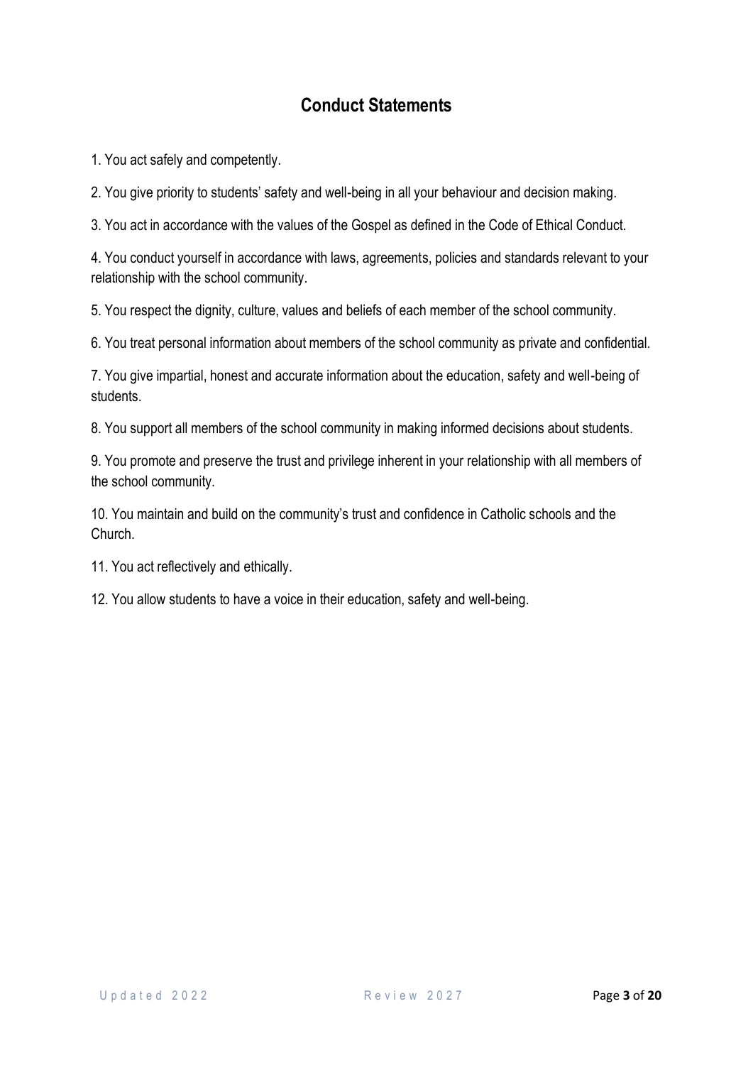## Conduct Statements

1. You act safely and competently.

2. You give priority to students' safety and well-being in all your behaviour and decision making.

3. You act in accordance with the values of the Gospel as defined in the Code of Ethical Conduct.

4. You conduct yourself in accordance with laws, agreements, policies and standards relevant to your relationship with the school community.

5. You respect the dignity, culture, values and beliefs of each member of the school community.

6. You treat personal information about members of the school community as private and confidential.

7. You give impartial, honest and accurate information about the education, safety and well-being of students.

8. You support all members of the school community in making informed decisions about students.

9. You promote and preserve the trust and privilege inherent in your relationship with all members of the school community.

10. You maintain and build on the community's trust and confidence in Catholic schools and the Church.

11. You act reflectively and ethically.

12. You allow students to have a voice in their education, safety and well-being.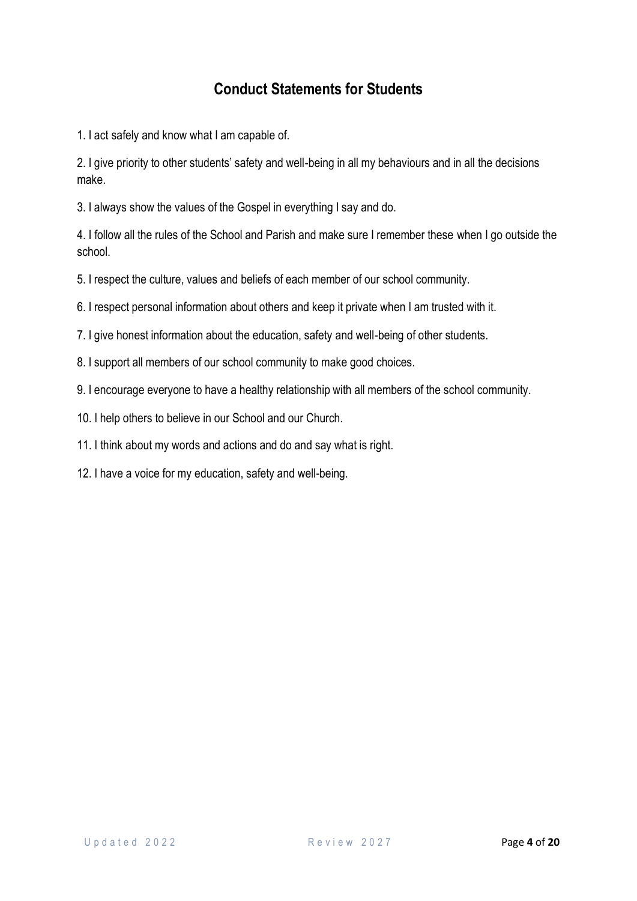## Conduct Statements for Students

1. I act safely and know what I am capable of.

2. I give priority to other students' safety and well-being in all my behaviours and in all the decisions make.

3. I always show the values of the Gospel in everything I say and do.

4. I follow all the rules of the School and Parish and make sure I remember these when I go outside the school.

5. I respect the culture, values and beliefs of each member of our school community.

6. I respect personal information about others and keep it private when I am trusted with it.

7. I give honest information about the education, safety and well-being of other students.

8. I support all members of our school community to make good choices.

9. I encourage everyone to have a healthy relationship with all members of the school community.

10. I help others to believe in our School and our Church.

11. I think about my words and actions and do and say what is right.

12. I have a voice for my education, safety and well-being.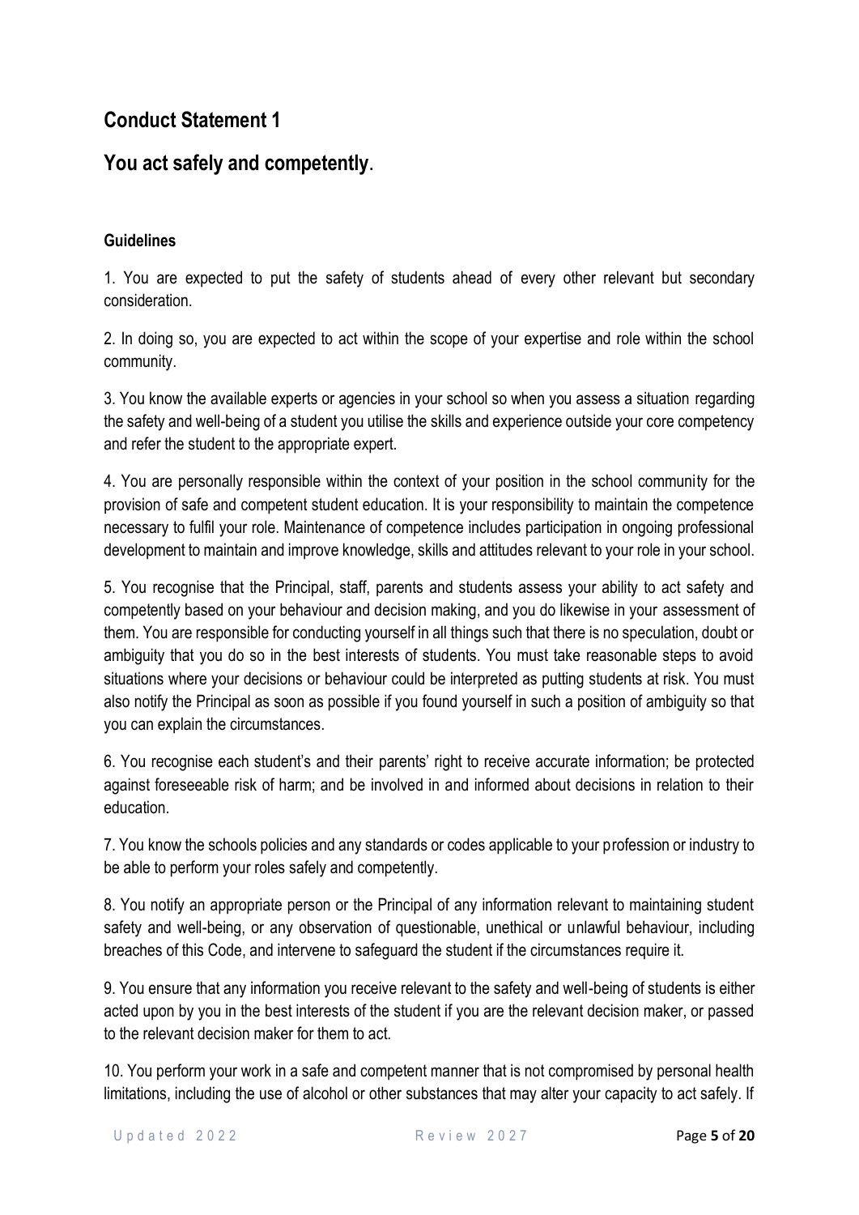## Conduct Statement 1

## You act safely and competently.

**Guidelines**

1. You are expected to put the safety of students ahead of every other relevant but secondary consideration.

2. In doing so, you are expected to act within the scope of your expertise and role within the school community.

3. You know the available experts or agencies in your school so when you assess a situation regarding the safety and well-being of a student you utilise the skills and experience outside your core competency and refer the student to the appropriate expert.

4. You are personally responsible within the context of your position in the school community for the provision of safe and competent student education. It is your responsibility to maintain the competence necessary to fulfil your role. Maintenance of competence includes participation in ongoing professional development to maintain and improve knowledge, skills and attitudes relevant to your role in your school.

5. You recognise that the Principal, staff, parents and students assess your ability to act safety and competently based on your behaviour and decision making, and you do likewise in your assessment of them. You are responsible for conducting yourself in all things such that there is no speculation, doubt or ambiguity that you do so in the best interests of students. You must take reasonable steps to avoid situations where your decisions or behaviour could be interpreted as putting students at risk. You must also notify the Principal as soon as possible if you found yourself in such a position of ambiguity so that you can explain the circumstances.

6. You recognise each student's and their parents' right to receive accurate information; be protected against foreseeable risk of harm; and be involved in and informed about decisions in relation to their education.

7. You know the schools policies and any standards or codes applicable to your profession or industry to be able to perform your roles safely and competently.

8. You notify an appropriate person or the Principal of any information relevant to maintaining student safety and well-being, or any observation of questionable, unethical or unlawful behaviour, including breaches of this Code, and intervene to safeguard the student if the circumstances require it.

9. You ensure that any information you receive relevant to the safety and well-being of students is either acted upon by you in the best interests of the student if you are the relevant decision maker, or passed to the relevant decision maker for them to act.

10. You perform your work in a safe and competent manner that is not compromised by personal health limitations, including the use of alcohol or other substances that may alter your capacity to act safely. If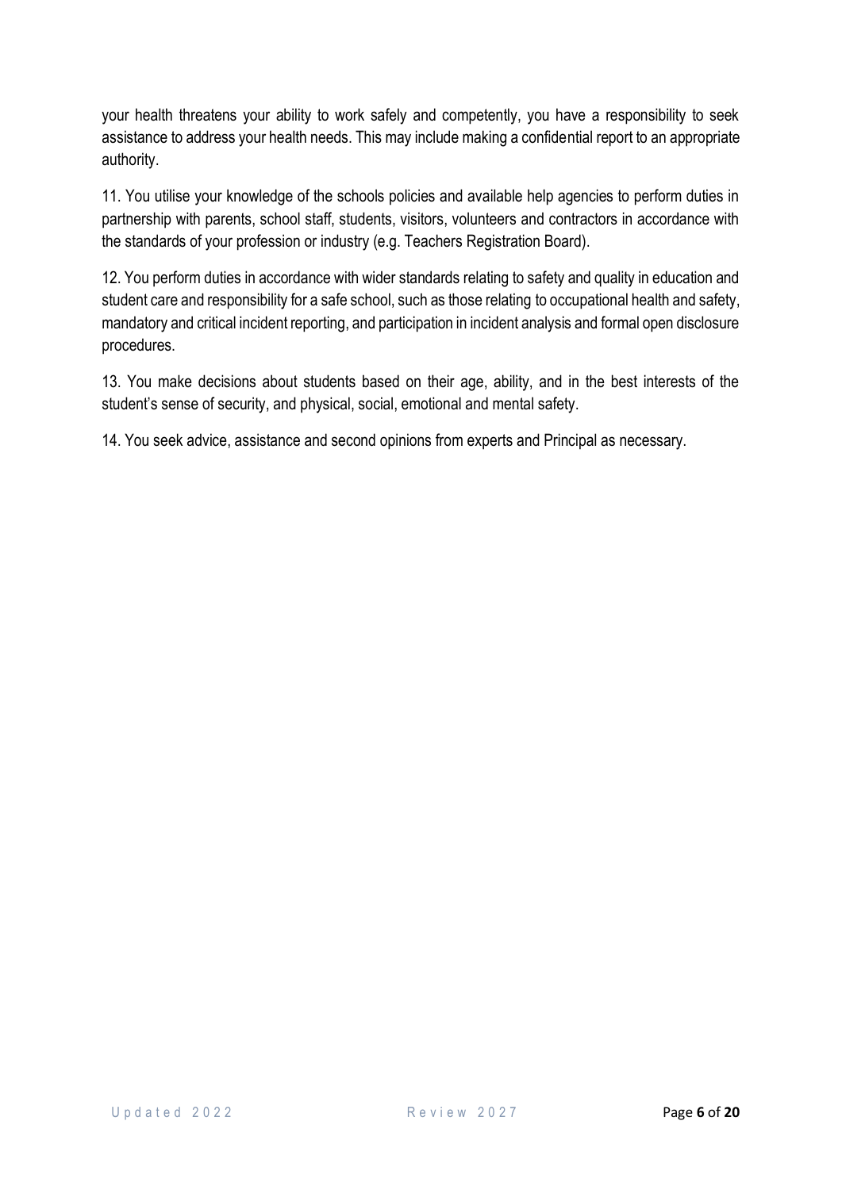your health threatens your ability to work safely and competently, you have a responsibility to seek assistance to address your health needs. This may include making a confidential report to an appropriate authority.

11. You utilise your knowledge of the schools policies and available help agencies to perform duties in partnership with parents, school staff, students, visitors, volunteers and contractors in accordance with the standards of your profession or industry (e.g. Teachers Registration Board).

12. You perform duties in accordance with wider standards relating to safety and quality in education and student care and responsibility for a safe school, such as those relating to occupational health and safety, mandatory and critical incident reporting, and participation in incident analysis and formal open disclosure procedures.

13. You make decisions about students based on their age, ability, and in the best interests of the student's sense of security, and physical, social, emotional and mental safety.

14. You seek advice, assistance and second opinions from experts and Principal as necessary.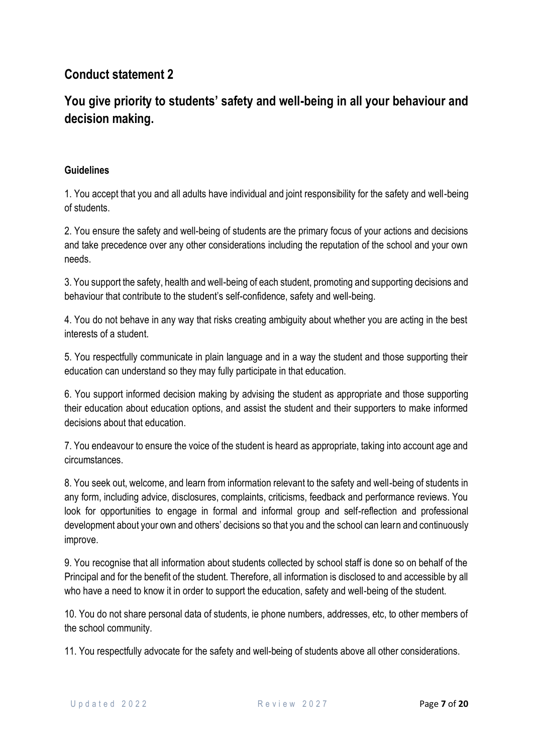## Conduct statement 2

## You give priority to students' safety and well-being in all your behaviour and decision making.

**Guidelines**

1. You accept that you and all adults have individual and joint responsibility for the safety and well-being of students.

2. You ensure the safety and well-being of students are the primary focus of your actions and decisions and take precedence over any other considerations including the reputation of the school and your own needs.

3. You support the safety, health and well-being of each student, promoting and supporting decisions and behaviour that contribute to the student's self-confidence, safety and well-being.

4. You do not behave in any way that risks creating ambiguity about whether you are acting in the best interests of a student.

5. You respectfully communicate in plain language and in a way the student and those supporting their education can understand so they may fully participate in that education.

6. You support informed decision making by advising the student as appropriate and those supporting their education about education options, and assist the student and their supporters to make informed decisions about that education.

7. You endeavour to ensure the voice of the student is heard as appropriate, taking into account age and circumstances.

8. You seek out, welcome, and learn from information relevant to the safety and well-being of students in any form, including advice, disclosures, complaints, criticisms, feedback and performance reviews. You look for opportunities to engage in formal and informal group and self-reflection and professional development about your own and others' decisions so that you and the school can learn and continuously improve.

9. You recognise that all information about students collected by school staff is done so on behalf of the Principal and for the benefit of the student. Therefore, all information is disclosed to and accessible by all who have a need to know it in order to support the education, safety and well-being of the student.

10. You do not share personal data of students, ie phone numbers, addresses, etc, to other members of the school community.

11. You respectfully advocate for the safety and well-being of students above all other considerations.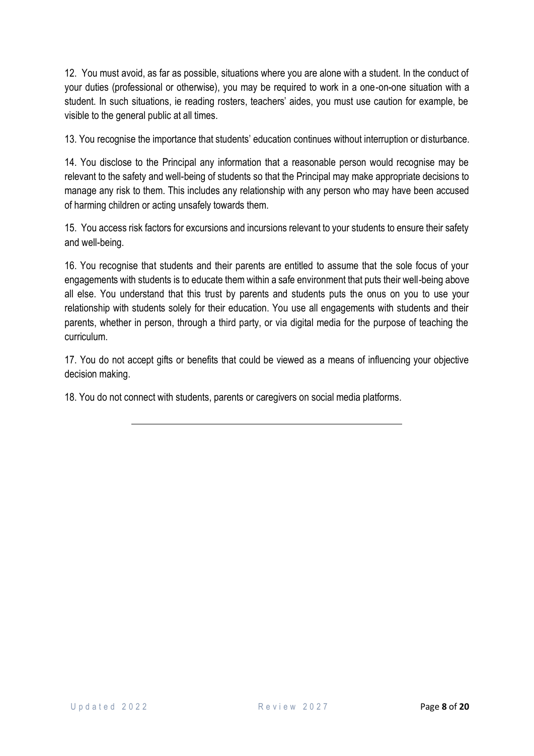12. You must avoid, as far as possible, situations where you are alone with a student. In the conduct of your duties (professional or otherwise), you may be required to work in a one-on-one situation with a student. In such situations, ie reading rosters, teachers' aides, you must use caution for example, be visible to the general public at all times.

13. You recognise the importance that students' education continues without interruption or disturbance.

14. You disclose to the Principal any information that a reasonable person would recognise may be relevant to the safety and well-being of students so that the Principal may make appropriate decisions to manage any risk to them. This includes any relationship with any person who may have been accused of harming children or acting unsafely towards them.

15. You access risk factors for excursions and incursions relevant to your students to ensure their safety and well-being.

16. You recognise that students and their parents are entitled to assume that the sole focus of your engagements with students is to educate them within a safe environment that puts their well-being above all else. You understand that this trust by parents and students puts the onus on you to use your relationship with students solely for their education. You use all engagements with students and their parents, whether in person, through a third party, or via digital media for the purpose of teaching the curriculum.

17. You do not accept gifts or benefits that could be viewed as a means of influencing your objective decision making.

18. You do not connect with students, parents or caregivers on social media platforms.

---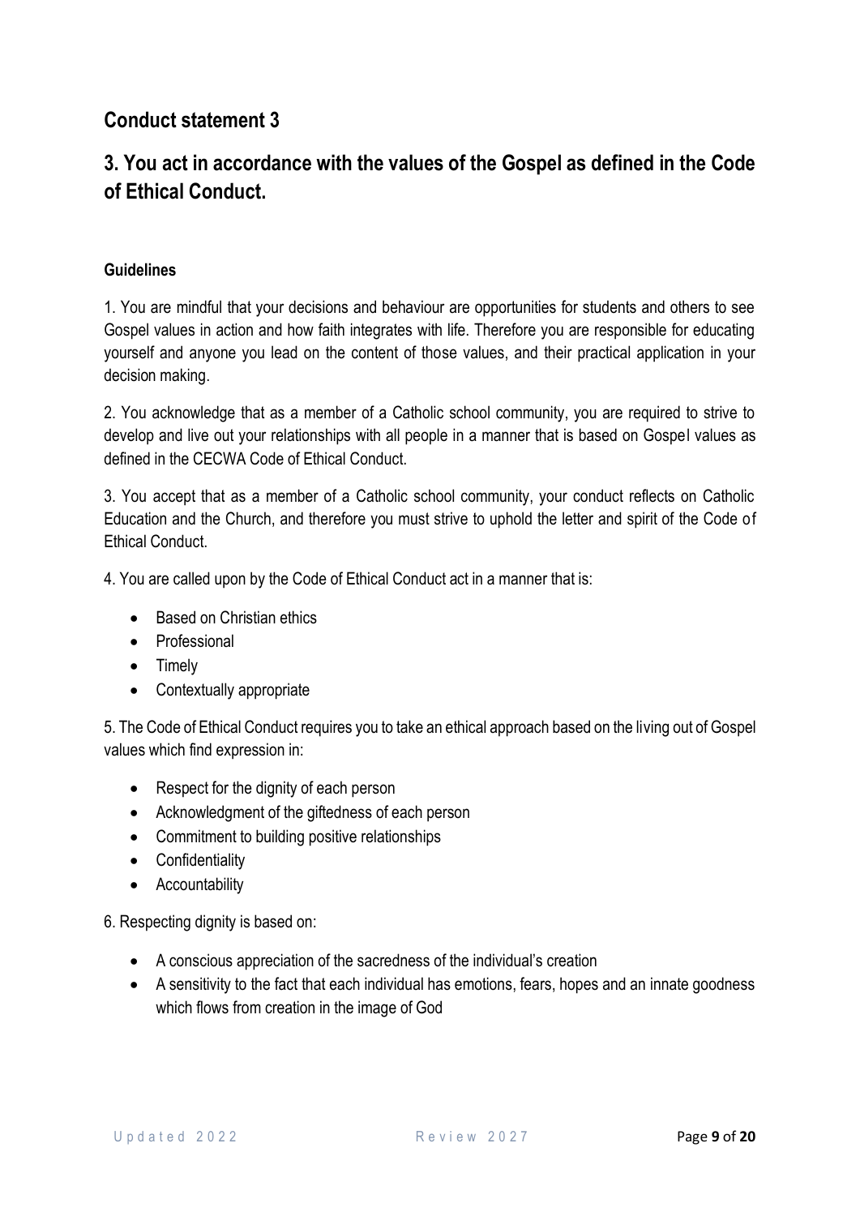## Conduct statement 3

## 3. You act in accordance with the values of the Gospel as defined in the Code of Ethical Conduct.

**Guidelines**

1. You are mindful that your decisions and behaviour are opportunities for students and others to see Gospel values in action and how faith integrates with life. Therefore you are responsible for educating yourself and anyone you lead on the content of those values, and their practical application in your decision making.

2. You acknowledge that as a member of a Catholic school community, you are required to strive to develop and live out your relationships with all people in a manner that is based on Gospel values as defined in the CECWA Code of Ethical Conduct.

3. You accept that as a member of a Catholic school community, your conduct reflects on Catholic Education and the Church, and therefore you must strive to uphold the letter and spirit of the Code of Ethical Conduct.

4. You are called upon by the Code of Ethical Conduct act in a manner that is:

- Based on Christian ethics
- Professional
- Timely
- Contextually appropriate

5. The Code of Ethical Conduct requires you to take an ethical approach based on the living out of Gospel values which find expression in:

- Respect for the dignity of each person
- Acknowledgment of the giftedness of each person
- Commitment to building positive relationships
- Confidentiality
- Accountability

6. Respecting dignity is based on:

- A conscious appreciation of the sacredness of the individual's creation
- A sensitivity to the fact that each individual has emotions, fears, hopes and an innate goodness which flows from creation in the image of God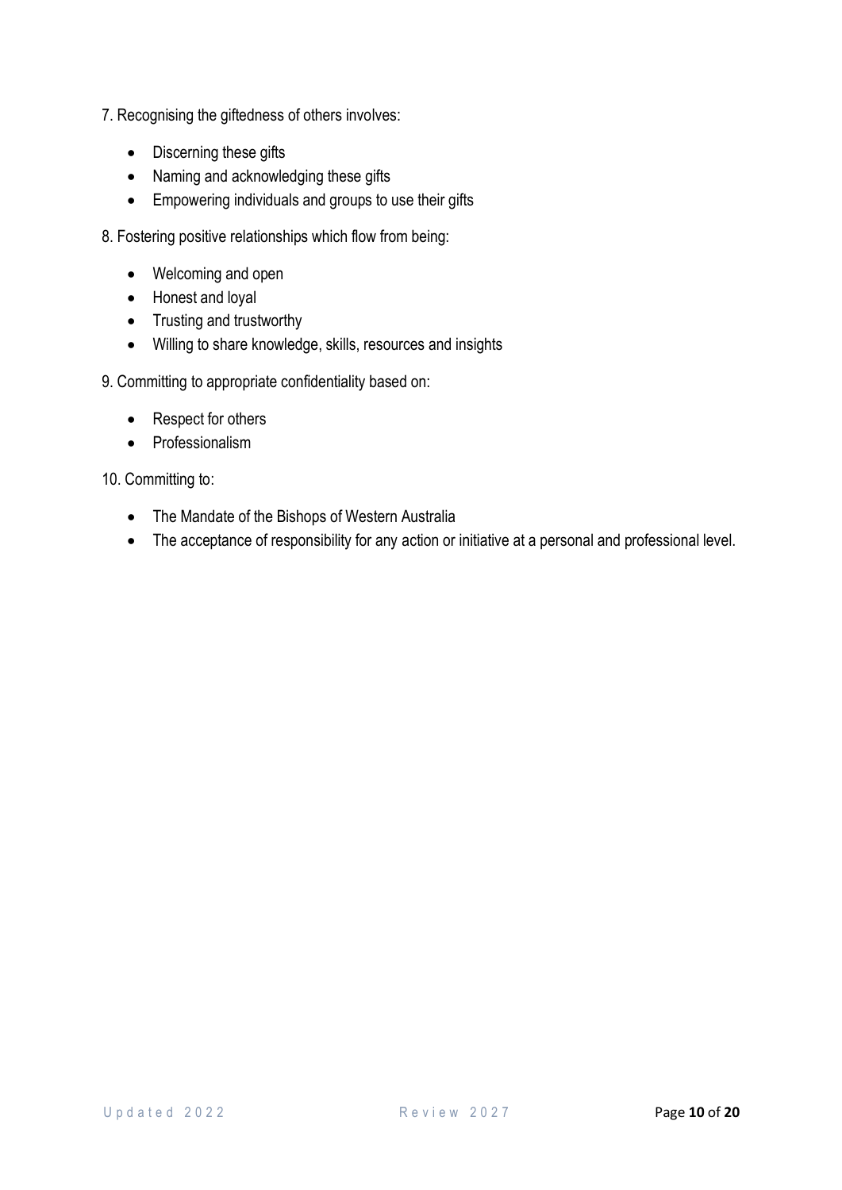7. Recognising the giftedness of others involves:

- Discerning these gifts
- Naming and acknowledging these gifts
- Empowering individuals and groups to use their gifts

8. Fostering positive relationships which flow from being:

- Welcoming and open
- Honest and loyal
- Trusting and trustworthy
- Willing to share knowledge, skills, resources and insights

9. Committing to appropriate confidentiality based on:

- Respect for others
- Professionalism

10. Committing to:

- The Mandate of the Bishops of Western Australia
- The acceptance of responsibility for any action or initiative at a personal and professional level.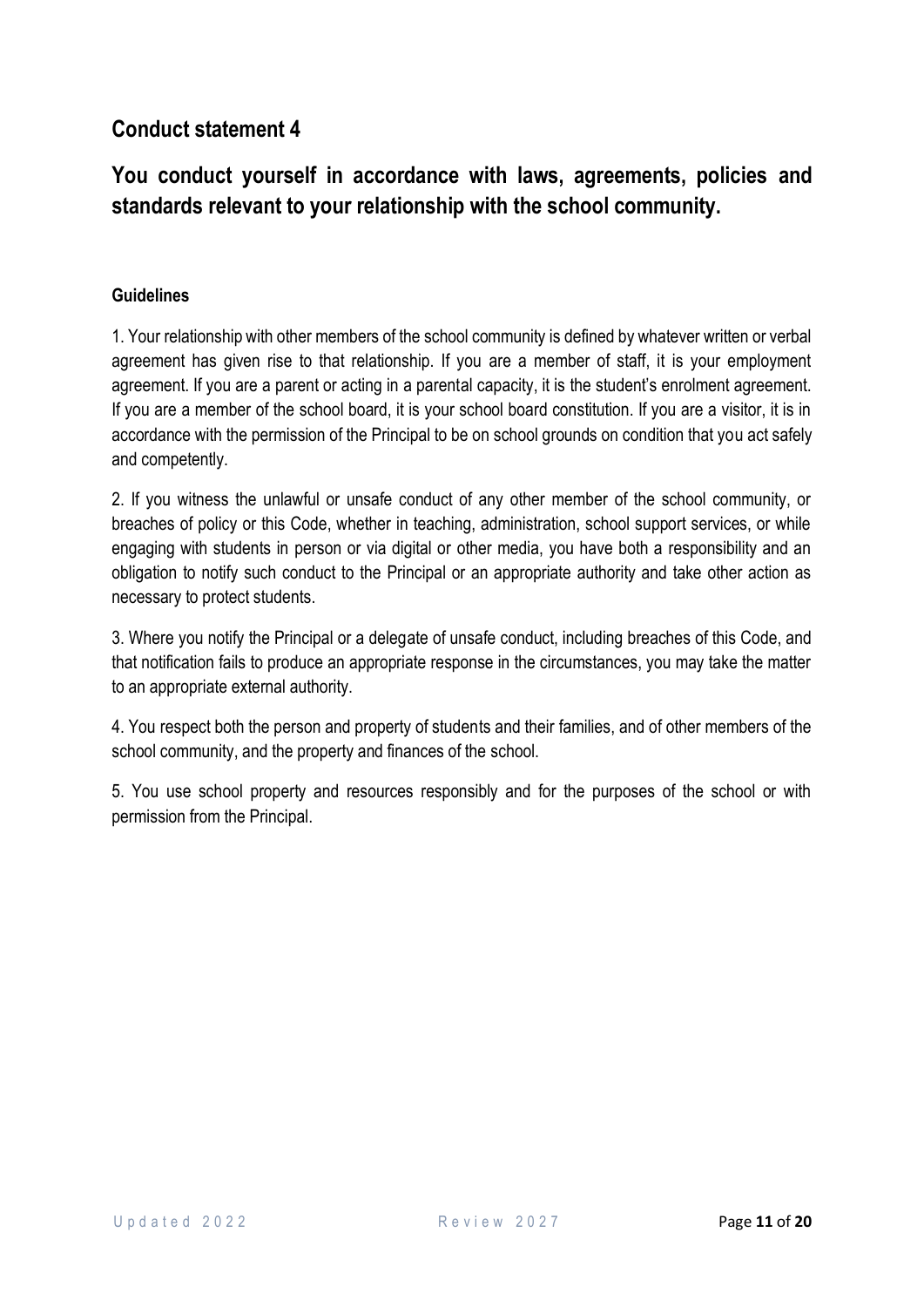## Conduct statement 4

## You conduct yourself in accordance with laws, agreements, policies and standards relevant to your relationship with the school community.

**Guidelines**

1. Your relationship with other members of the school community is defined by whatever written or verbal agreement has given rise to that relationship. If you are a member of staff, it is your employment agreement. If you are a parent or acting in a parental capacity, it is the student's enrolment agreement. If you are a member of the school board, it is your school board constitution. If you are a visitor, it is in accordance with the permission of the Principal to be on school grounds on condition that you act safely and competently.

2. If you witness the unlawful or unsafe conduct of any other member of the school community, or breaches of policy or this Code, whether in teaching, administration, school support services, or while engaging with students in person or via digital or other media, you have both a responsibility and an obligation to notify such conduct to the Principal or an appropriate authority and take other action as necessary to protect students.

3. Where you notify the Principal or a delegate of unsafe conduct, including breaches of this Code, and that notification fails to produce an appropriate response in the circumstances, you may take the matter to an appropriate external authority.

4. You respect both the person and property of students and their families, and of other members of the school community, and the property and finances of the school.

5. You use school property and resources responsibly and for the purposes of the school or with permission from the Principal.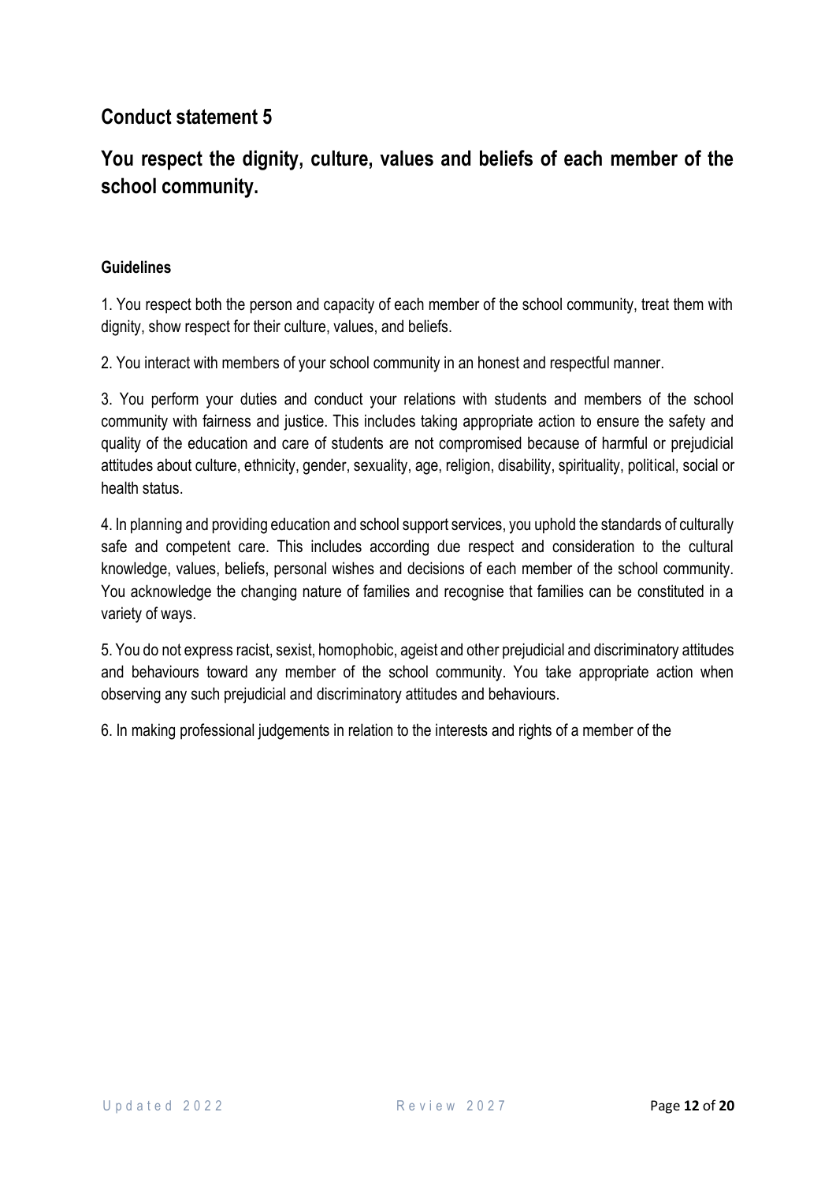## Conduct statement 5

## You respect the dignity, culture, values and beliefs of each member of the school community.

### Guidelines

1. You respect both the person and capacity of each member of the school community, treat them with dignity, show respect for their culture, values, and beliefs.

2. You interact with members of your school community in an honest and respectful manner.

3. You perform your duties and conduct your relations with students and members of the school community with fairness and justice. This includes taking appropriate action to ensure the safety and quality of the education and care of students are not compromised because of harmful or prejudicial attitudes about culture, ethnicity, gender, sexuality, age, religion, disability, spirituality, political, social or health status.

4. In planning and providing education and school support services, you uphold the standards of culturally safe and competent care. This includes according due respect and consideration to the cultural knowledge, values, beliefs, personal wishes and decisions of each member of the school community. You acknowledge the changing nature of families and recognise that families can be constituted in a variety of ways.

5. You do not express racist, sexist, homophobic, ageist and other prejudicial and discriminatory attitudes and behaviours toward any member of the school community. You take appropriate action when observing any such prejudicial and discriminatory attitudes and behaviours.

6. In making professional judgements in relation to the interests and rights of a member of the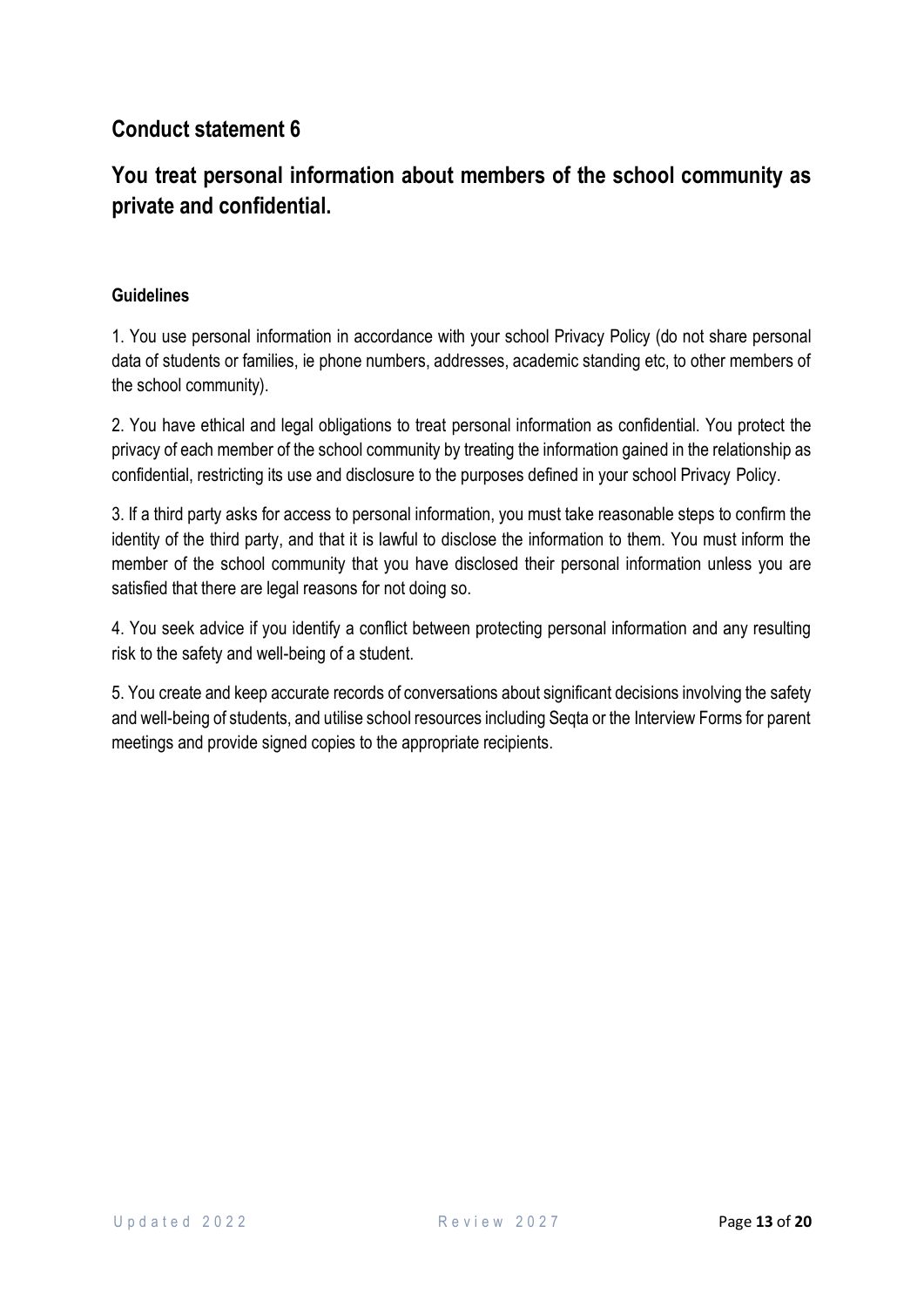## Conduct statement 6

## You treat personal information about members of the school community as private and confidential.

**Guidelines**

1. You use personal information in accordance with your school Privacy Policy (do not share personal data of students or families, ie phone numbers, addresses, academic standing etc, to other members of the school community).

2. You have ethical and legal obligations to treat personal information as confidential. You protect the privacy of each member of the school community by treating the information gained in the relationship as confidential, restricting its use and disclosure to the purposes defined in your school Privacy Policy.

3. If a third party asks for access to personal information, you must take reasonable steps to confirm the identity of the third party, and that it is lawful to disclose the information to them. You must inform the member of the school community that you have disclosed their personal information unless you are satisfied that there are legal reasons for not doing so.

4. You seek advice if you identify a conflict between protecting personal information and any resulting risk to the safety and well-being of a student.

5. You create and keep accurate records of conversations about significant decisions involving the safety and well-being of students, and utilise school resources including Seqta or the Interview Forms for parent meetings and provide signed copies to the appropriate recipients.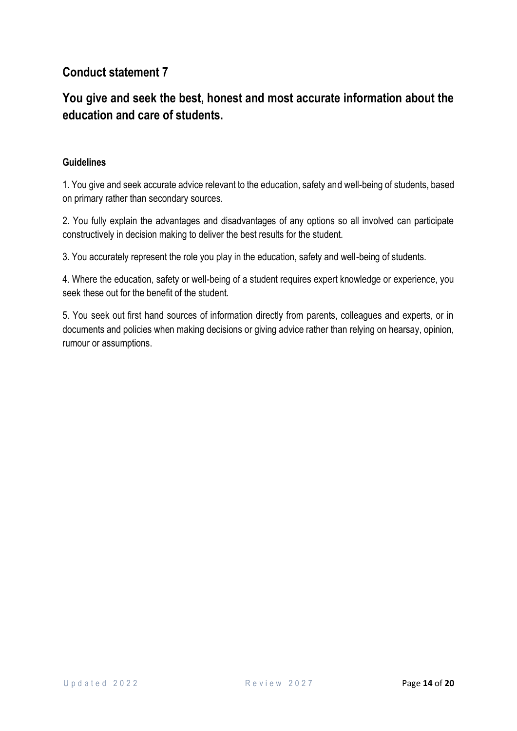## Conduct statement 7

## You give and seek the best, honest and most accurate information about the education and care of students.

**Guidelines**

1. You give and seek accurate advice relevant to the education, safety and well-being of students, based on primary rather than secondary sources.

2. You fully explain the advantages and disadvantages of any options so all involved can participate constructively in decision making to deliver the best results for the student.

3. You accurately represent the role you play in the education, safety and well-being of students.

4. Where the education, safety or well-being of a student requires expert knowledge or experience, you seek these out for the benefit of the student.

5. You seek out first hand sources of information directly from parents, colleagues and experts, or in documents and policies when making decisions or giving advice rather than relying on hearsay, opinion, rumour or assumptions.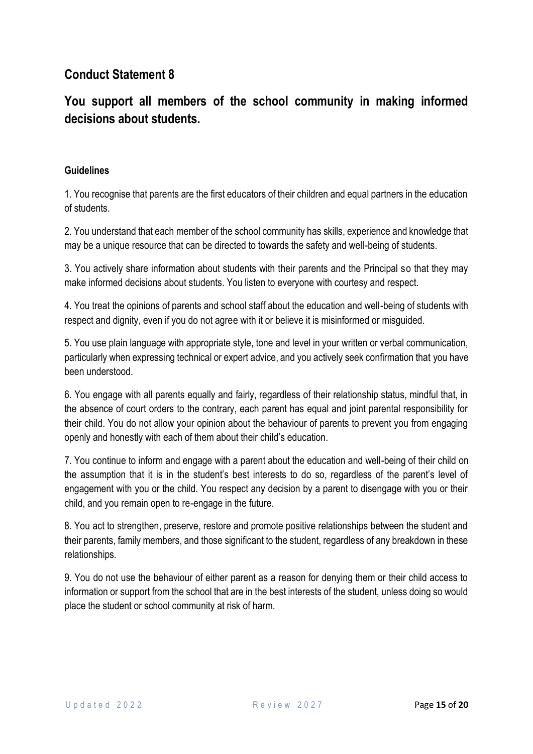## Conduct Statement 8

## You support all members of the school community in making informed decisions about students.

**Guidelines**

1. You recognise that parents are the first educators of their children and equal partners in the education of students.

2. You understand that each member of the school community has skills, experience and knowledge that may be a unique resource that can be directed to towards the safety and well-being of students.

3. You actively share information about students with their parents and the Principal so that they may make informed decisions about students. You listen to everyone with courtesy and respect.

4. You treat the opinions of parents and school staff about the education and well-being of students with respect and dignity, even if you do not agree with it or believe it is misinformed or misguided.

5. You use plain language with appropriate style, tone and level in your written or verbal communication, particularly when expressing technical or expert advice, and you actively seek confirmation that you have been understood.

6. You engage with all parents equally and fairly, regardless of their relationship status, mindful that, in the absence of court orders to the contrary, each parent has equal and joint parental responsibility for their child. You do not allow your opinion about the behaviour of parents to prevent you from engaging openly and honestly with each of them about their child's education.

7. You continue to inform and engage with a parent about the education and well-being of their child on the assumption that it is in the student's best interests to do so, regardless of the parent's level of engagement with you or the child. You respect any decision by a parent to disengage with you or their child, and you remain open to re-engage in the future.

8. You act to strengthen, preserve, restore and promote positive relationships between the student and their parents, family members, and those significant to the student, regardless of any breakdown in these relationships.

9. You do not use the behaviour of either parent as a reason for denying them or their child access to information or support from the school that are in the best interests of the student, unless doing so would place the student or school community at risk of harm.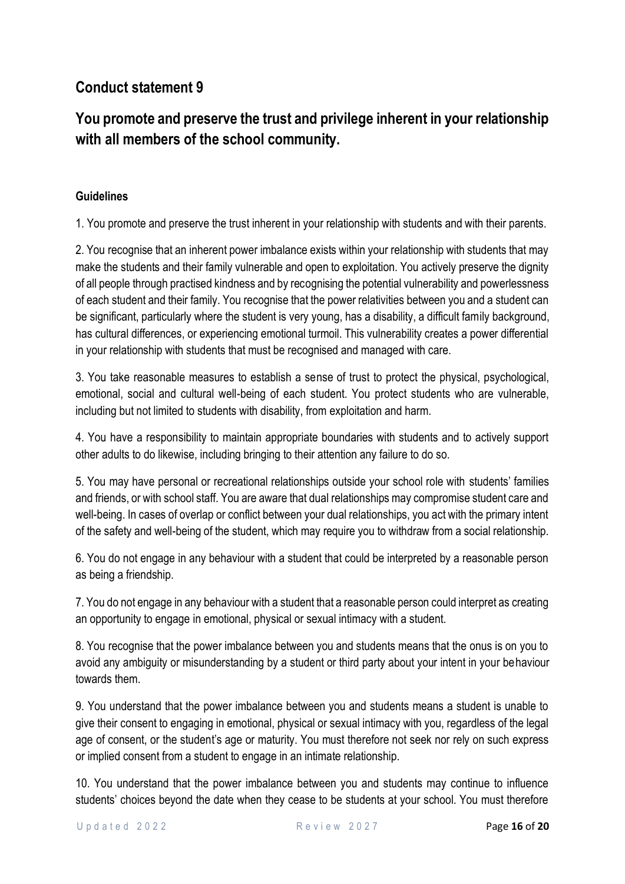## Conduct statement 9

## You promote and preserve the trust and privilege inherent in your relationship with all members of the school community.

### Guidelines

1. You promote and preserve the trust inherent in your relationship with students and with their parents.

2. You recognise that an inherent power imbalance exists within your relationship with students that may make the students and their family vulnerable and open to exploitation. You actively preserve the dignity of all people through practised kindness and by recognising the potential vulnerability and powerlessness of each student and their family. You recognise that the power relativities between you and a student can be significant, particularly where the student is very young, has a disability, a difficult family background, has cultural differences, or experiencing emotional turmoil. This vulnerability creates a power differential in your relationship with students that must be recognised and managed with care.

3. You take reasonable measures to establish a sense of trust to protect the physical, psychological, emotional, social and cultural well-being of each student. You protect students who are vulnerable, including but not limited to students with disability, from exploitation and harm.

4. You have a responsibility to maintain appropriate boundaries with students and to actively support other adults to do likewise, including bringing to their attention any failure to do so.

5. You may have personal or recreational relationships outside your school role with students' families and friends, or with school staff. You are aware that dual relationships may compromise student care and well-being. In cases of overlap or conflict between your dual relationships, you act with the primary intent of the safety and well-being of the student, which may require you to withdraw from a social relationship.

6. You do not engage in any behaviour with a student that could be interpreted by a reasonable person as being a friendship.

7. You do not engage in any behaviour with a student that a reasonable person could interpret as creating an opportunity to engage in emotional, physical or sexual intimacy with a student.

8. You recognise that the power imbalance between you and students means that the onus is on you to avoid any ambiguity or misunderstanding by a student or third party about your intent in your behaviour towards them.

9. You understand that the power imbalance between you and students means a student is unable to give their consent to engaging in emotional, physical or sexual intimacy with you, regardless of the legal age of consent, or the student's age or maturity. You must therefore not seek nor rely on such express or implied consent from a student to engage in an intimate relationship.

10. You understand that the power imbalance between you and students may continue to influence students' choices beyond the date when they cease to be students at your school. You must therefore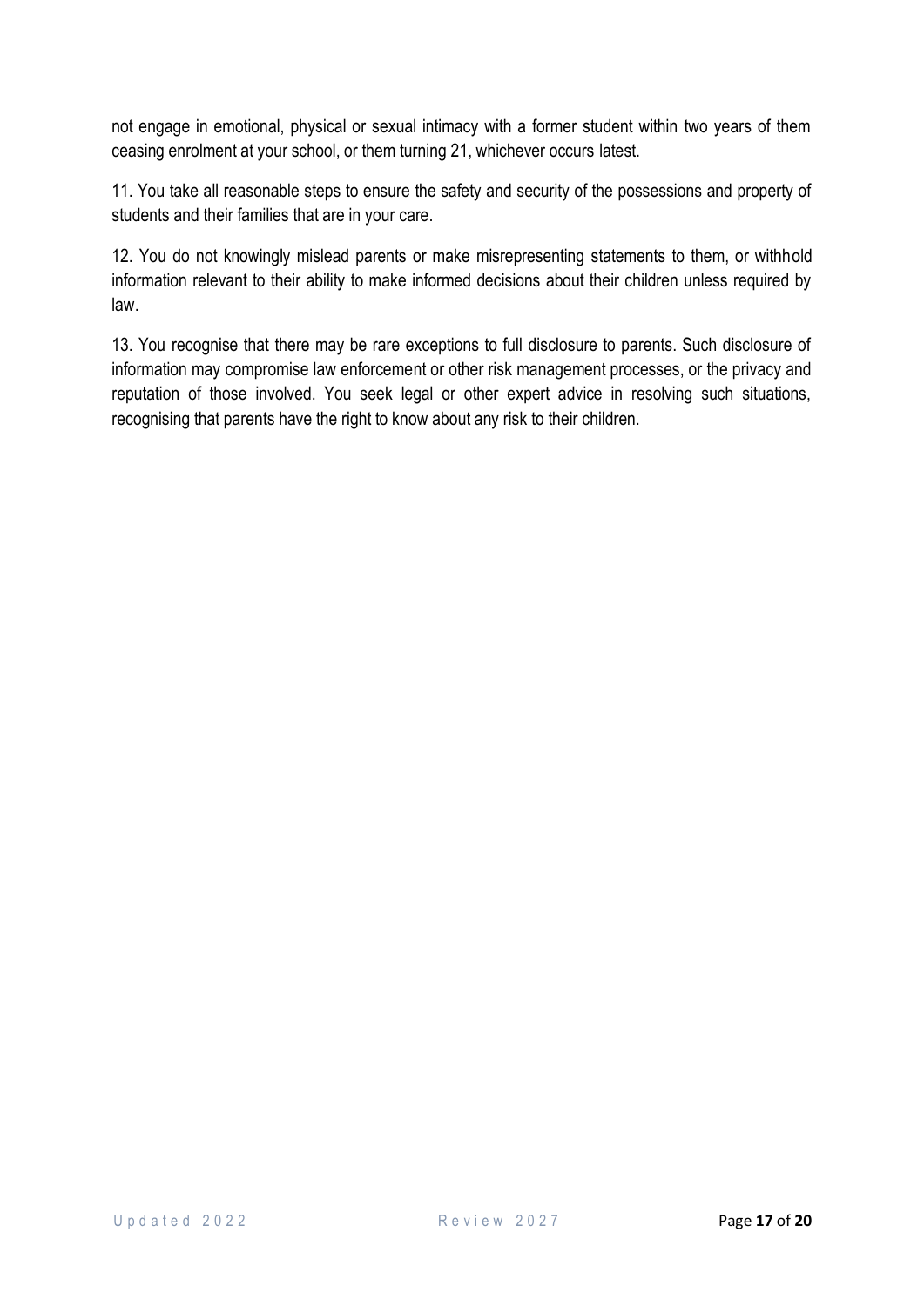not engage in emotional, physical or sexual intimacy with a former student within two years of them ceasing enrolment at your school, or them turning 21, whichever occurs latest.

11. You take all reasonable steps to ensure the safety and security of the possessions and property of students and their families that are in your care.

12. You do not knowingly mislead parents or make misrepresenting statements to them, or withhold information relevant to their ability to make informed decisions about their children unless required by law.

13. You recognise that there may be rare exceptions to full disclosure to parents. Such disclosure of information may compromise law enforcement or other risk management processes, or the privacy and reputation of those involved. You seek legal or other expert advice in resolving such situations, recognising that parents have the right to know about any risk to their children.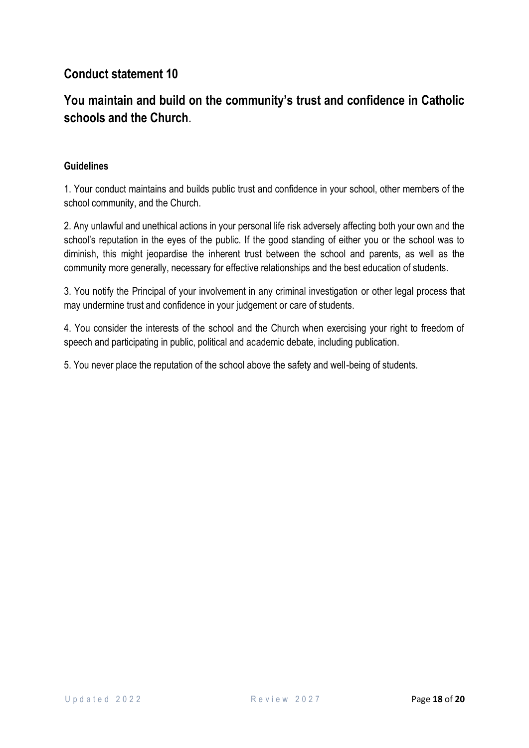## Conduct statement 10

## You maintain and build on the community's trust and confidence in Catholic schools and the Church.

**Guidelines**

1. Your conduct maintains and builds public trust and confidence in your school, other members of the school community, and the Church.

2. Any unlawful and unethical actions in your personal life risk adversely affecting both your own and the school's reputation in the eyes of the public. If the good standing of either you or the school was to diminish, this might jeopardise the inherent trust between the school and parents, as well as the community more generally, necessary for effective relationships and the best education of students.

3. You notify the Principal of your involvement in any criminal investigation or other legal process that may undermine trust and confidence in your judgement or care of students.

4. You consider the interests of the school and the Church when exercising your right to freedom of speech and participating in public, political and academic debate, including publication.

5. You never place the reputation of the school above the safety and well-being of students.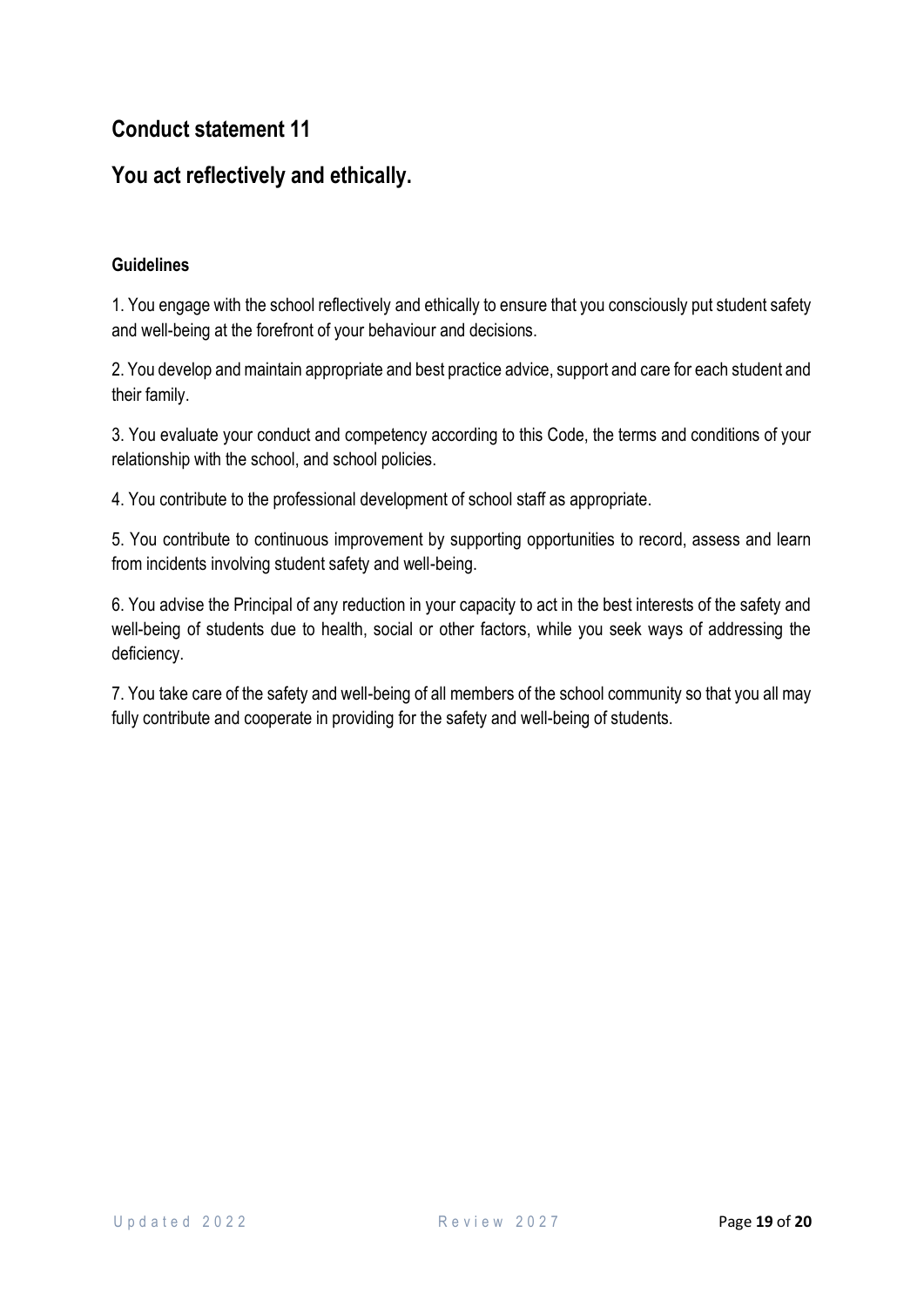## Conduct statement 11

## You act reflectively and ethically.

**Guidelines**

1. You engage with the school reflectively and ethically to ensure that you consciously put student safety and well-being at the forefront of your behaviour and decisions.

2. You develop and maintain appropriate and best practice advice, support and care for each student and their family.

3. You evaluate your conduct and competency according to this Code, the terms and conditions of your relationship with the school, and school policies.

4. You contribute to the professional development of school staff as appropriate.

5. You contribute to continuous improvement by supporting opportunities to record, assess and learn from incidents involving student safety and well-being.

6. You advise the Principal of any reduction in your capacity to act in the best interests of the safety and well-being of students due to health, social or other factors, while you seek ways of addressing the deficiency.

7. You take care of the safety and well-being of all members of the school community so that you all may fully contribute and cooperate in providing for the safety and well-being of students.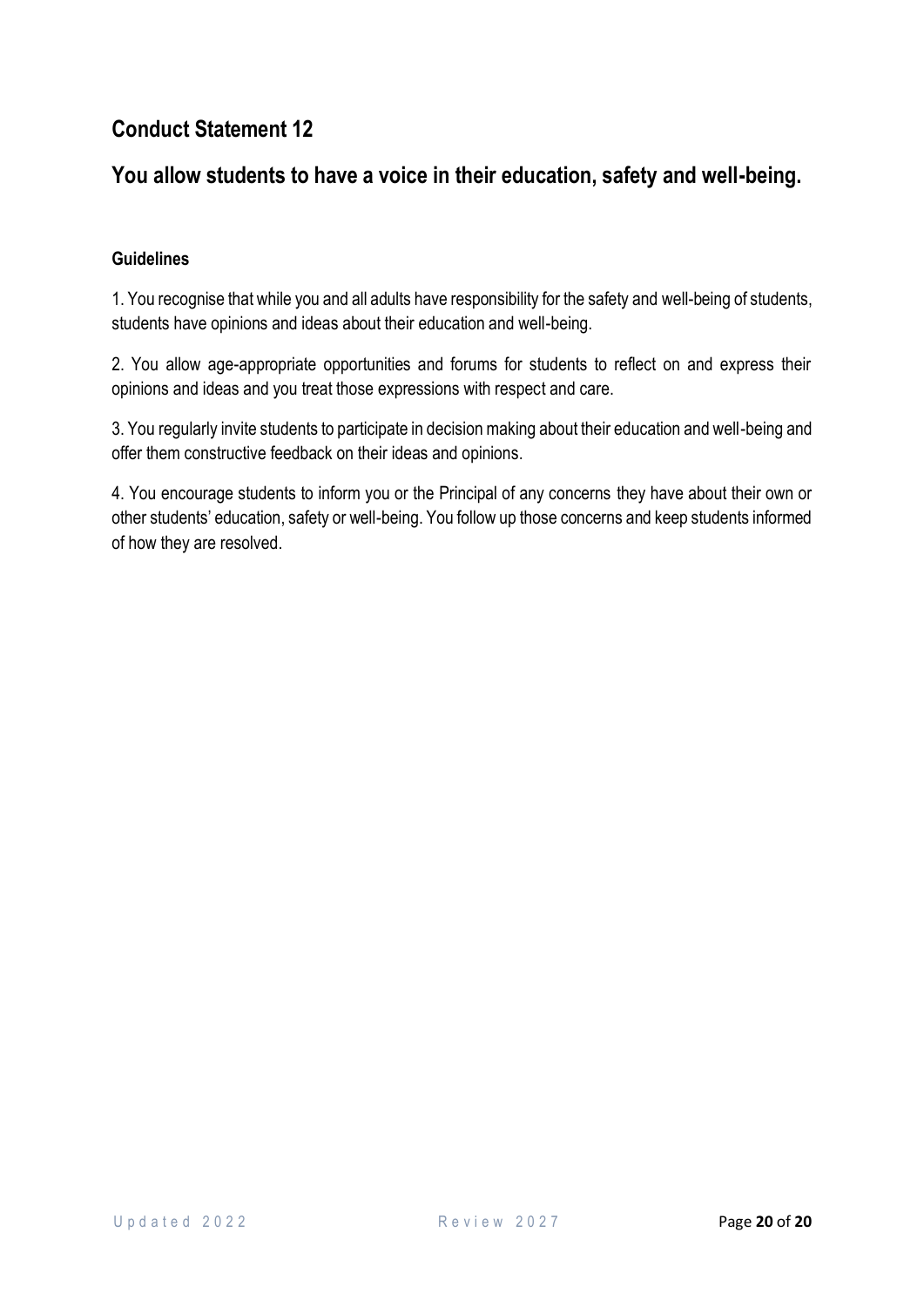## Conduct Statement 12

## You allow students to have a voice in their education, safety and well-being.

### Guidelines

1. You recognise that while you and all adults have responsibility for the safety and well-being of students, students have opinions and ideas about their education and well-being.

2. You allow age-appropriate opportunities and forums for students to reflect on and express their opinions and ideas and you treat those expressions with respect and care.

3. You regularly invite students to participate in decision making about their education and well-being and offer them constructive feedback on their ideas and opinions.

4. You encourage students to inform you or the Principal of any concerns they have about their own or other students' education, safety or well-being. You follow up those concerns and keep students informed of how they are resolved.